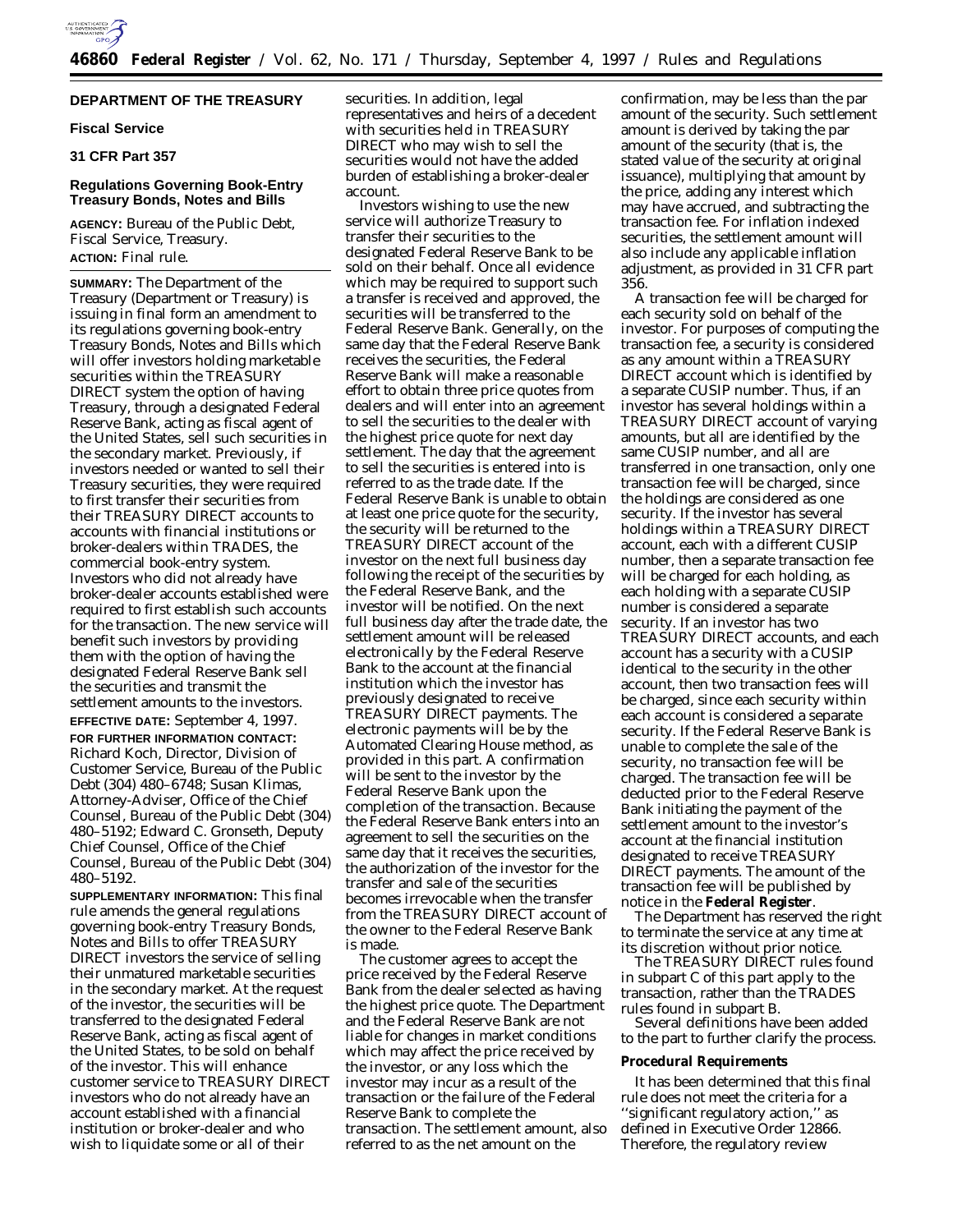## DEPARTMENT OF THE TREASURY

### Fiscal Service

### 31 CFR Part 357

### Regulations Governing Book-Entry Treasury Bonds, Notes and Bills

**AGENCY:** Bureau of the Public Debt, Fiscal Service, Treasury.

**ACTION:** Final rule.

**SUMMARY:** The Department of the Treasury (Department or Treasury) is issuing in final form an amendment to its regulations governing book-entry Treasury Bonds, Notes and Bills which will offer investors holding marketable securities within the TREASURY DIRECT system the option of having Treasury, through a designated Federal Reserve Bank, acting as fiscal agent of the United States, sell such securities in the secondary market. Previously, if investors needed or wanted to sell their Treasury securities, they were required to first transfer their securities from their TREASURY DIRECT accounts to accounts with financial institutions or broker-dealers within TRADES, the commercial book-entry system. Investors who did not already have broker-dealer accounts established were required to first establish such accounts for the transaction. The new service will benefit such investors by providing them with the option of having the designated Federal Reserve Bank sell the securities and transmit the settlement amounts to the investors.

**EFFECTIVE DATE:** September 4, 1997.

**FOR FURTHER INFORMATION CONTACT:** Richard Koch, Director, Division of Customer Service, Bureau of the Public Debt (304) 480–6748; Susan Klimas, Attorney-Adviser, Office of the Chief Counsel, Bureau of the Public Debt (304) 480–5192; Edward C. Gronseth, Deputy Chief Counsel, Office of the Chief Counsel, Bureau of the Public Debt (304) 480–5192.

**SUPPLEMENTARY INFORMATION:** This final rule amends the general regulations governing book-entry Treasury Bonds, Notes and Bills to offer TREASURY DIRECT investors the service of selling their unmatured marketable securities in the secondary market. At the request of the investor, the securities will be transferred to the designated Federal Reserve Bank, acting as fiscal agent of the United States, to be sold on behalf of the investor. This will enhance customer service to TREASURY DIRECT investors who do not already have an account established with a financial institution or broker-dealer and who wish to liquidate some or all of their securities. In addition, legal representatives and heirs of a decedent with securities held in TREASURY DIRECT who may wish to sell the securities would not have the added burden of establishing a broker-dealer account.

Investors wishing to use the new service will authorize Treasury to transfer their securities to the designated Federal Reserve Bank to be sold on their behalf. Once all evidence which may be required to support such a transfer is received and approved, the securities will be transferred to the Federal Reserve Bank. Generally, on the same day that the Federal Reserve Bank receives the securities, the Federal Reserve Bank will make a reasonable effort to obtain three price quotes from dealers and will enter into an agreement to sell the securities to the dealer with the highest price quote for next day settlement. The day that the agreement to sell the securities is entered into is referred to as the trade date. If the Federal Reserve Bank is unable to obtain at least one price quote for the security, the security will be returned to the TREASURY DIRECT account of the investor on the next full business day following the receipt of the securities by the Federal Reserve Bank, and the investor will be notified. On the next full business day after the trade date, the settlement amount will be released electronically by the Federal Reserve Bank to the account at the financial institution which the investor has previously designated to receive TREASURY DIRECT payments. The electronic payments will be by the Automated Clearing House method, as provided in this part. A confirmation will be sent to the investor by the Federal Reserve Bank upon the completion of the transaction. Because the Federal Reserve Bank enters into an agreement to sell the securities on the same day that it receives the securities, the authorization of the investor for the transfer and sale of the securities becomes irrevocable when the transfer from the TREASURY DIRECT account of the owner to the Federal Reserve Bank is made.

The customer agrees to accept the price received by the Federal Reserve Bank from the dealer selected as having the highest price quote. The Department and the Federal Reserve Bank are not liable for changes in market conditions which may affect the price received by the investor, or any loss which the investor may incur as a result of the transaction or the failure of the Federal Reserve Bank to complete the transaction. The settlement amount, also referred to as the net amount on the confirmation, may be less than the par amount of the security. Such settlement amount is derived by taking the par amount of the security (that is, the stated value of the security at original issuance), multiplying that amount by the price, adding any interest which may have accrued, and subtracting the transaction fee. For inflation indexed securities, the settlement amount will also include any applicable inflation adjustment, as provided in 31 CFR part 356.

A transaction fee will be charged for each security sold on behalf of the investor. For purposes of computing the transaction fee, a security is considered as any amount within a TREASURY DIRECT account which is identified by a separate CUSIP number. Thus, if an investor has several holdings within a TREASURY DIRECT account of varying amounts, but all are identified by the same CUSIP number, and all are transferred in one transaction, only one transaction fee will be charged, since the holdings are considered as one security. If the investor has several holdings within a TREASURY DIRECT account, each with a different CUSIP number, then a separate transaction fee will be charged for each holding, as each holding with a separate CUSIP number is considered a separate security. If an investor has two TREASURY DIRECT accounts, and each account has a security with a CUSIP identical to the security in the other account, then two transaction fees will be charged, since each security within each account is considered a separate security. If the Federal Reserve Bank is unable to complete the sale of the security, no transaction fee will be charged. The transaction fee will be deducted prior to the Federal Reserve Bank initiating the payment of the settlement amount to the investor's account at the financial institution designated to receive TREASURY DIRECT payments. The amount of the transaction fee will be published by notice in the **Federal Register**.

The Department has reserved the right to terminate the service at any time at its discretion without prior notice.

The TREASURY DIRECT rules found in subpart C of this part apply to the transaction, rather than the TRADES rules found in subpart B.

Several definitions have been added to the part to further clarify the process.

### Procedural Requirements

It has been determined that this final rule does not meet the criteria for a ''significant regulatory action,'' as defined in Executive Order 12866. Therefore, the regulatory review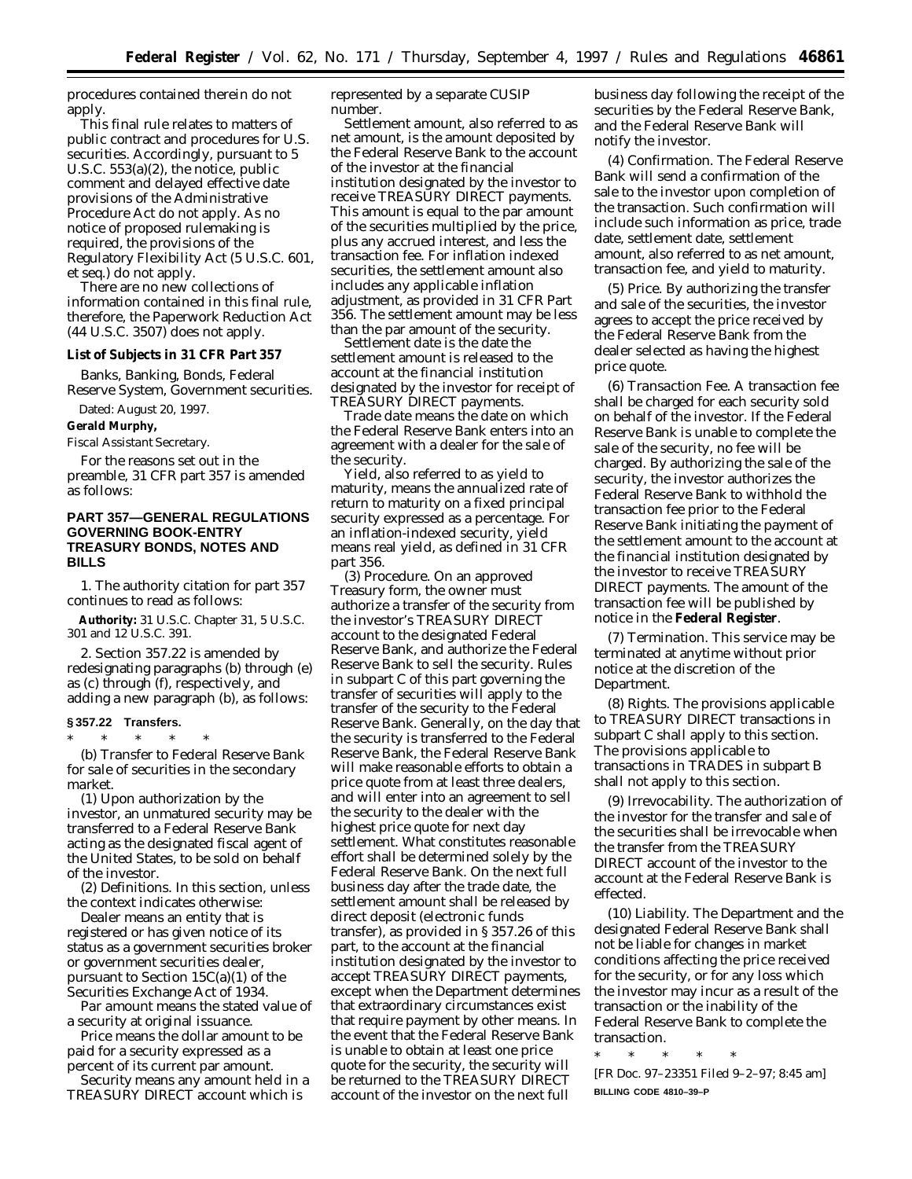procedures contained therein do not apply.

This final rule relates to matters of public contract and procedures for U.S. securities. Accordingly, pursuant to 5 U.S.C. 553(a)(2), the notice, public comment and delayed effective date provisions of the Administrative Procedure Act do not apply. As no notice of proposed rulemaking is required, the provisions of the Regulatory Flexibility Act (5 U.S.C. 601, et seq.) do not apply.

There are no new collections of information contained in this final rule, therefore, the Paperwork Reduction Act (44 U.S.C. 3507) does not apply.

**List of Subjects in 31 CFR Part 357**

Banks, Banking, Bonds, Federal Reserve System, Government securities.

Dated: August 20, 1997.

**Gerald Murphy,**

*Fiscal Assistant Secretary.*

For the reasons set out in the preamble, 31 CFR part 357 is amended as follows:

## PART 357—GENERAL REGULATIONS GOVERNING BOOK-ENTRY TREASURY BONDS, NOTES AND BILLS

1. The authority citation for part 357 continues to read as follows:

**Authority:** 31 U.S.C. Chapter 31, 5 U.S.C. 301 and 12 U.S.C. 391.

2. Section 357.22 is amended by redesignating paragraphs (b) through (e) as (c) through (f), respectively, and adding a new paragraph (b), as follows:

### § 357.22 Transfers.

\* \* \* \* \*

(b) *Transfer to Federal Reserve Bank for sale of securities in the secondary market.*

(1) Upon authorization by the investor, an unmatured security may be transferred to a Federal Reserve Bank acting as the designated fiscal agent of the United States, to be sold on behalf of the investor.

(2) *Definitions.* In this section, unless the context indicates otherwise:

*Dealer* means an entity that is registered or has given notice of its status as a government securities broker or government securities dealer, pursuant to Section 15C(a)(1) of the Securities Exchange Act of 1934.

*Par amount* means the stated value of a security at original issuance.

*Price* means the dollar amount to be paid for a security expressed as a percent of its current par amount.

*Security* means any amount held in a TREASURY DIRECT account which is represented by a separate CUSIP number.

*Settlement amount,* also referred to as net amount, is the amount deposited by the Federal Reserve Bank to the account of the investor at the financial institution designated by the investor to receive TREASURY DIRECT payments. This amount is equal to the par amount of the securities multiplied by the price, plus any accrued interest, and less the transaction fee. For inflation indexed securities, the settlement amount also includes any applicable inflation adjustment, as provided in 31 CFR Part 356. The settlement amount may be less than the par amount of the security.

*Settlement date* is the date the settlement amount is released to the account at the financial institution designated by the investor for receipt of TREASURY DIRECT payments.

*Trade date* means the date on which the Federal Reserve Bank enters into an agreement with a dealer for the sale of the security.

*Yield,* also referred to as yield to maturity, means the annualized rate of return to maturity on a fixed principal security expressed as a percentage. For an inflation-indexed security, yield means real yield, as defined in 31 CFR part 356.

(3) *Procedure.* On an approved Treasury form, the owner must authorize a transfer of the security from the investor's TREASURY DIRECT account to the designated Federal Reserve Bank, and authorize the Federal Reserve Bank to sell the security. Rules in subpart C of this part governing the transfer of securities will apply to the transfer of the security to the Federal Reserve Bank. Generally, on the day that the security is transferred to the Federal Reserve Bank, the Federal Reserve Bank will make reasonable efforts to obtain a price quote from at least three dealers, and will enter into an agreement to sell the security to the dealer with the highest price quote for next day settlement. What constitutes reasonable effort shall be determined solely by the Federal Reserve Bank. On the next full business day after the trade date, the settlement amount shall be released by direct deposit (electronic funds transfer), as provided in § 357.26 of this part, to the account at the financial institution designated by the investor to accept TREASURY DIRECT payments, except when the Department determines that extraordinary circumstances exist that require payment by other means. In the event that the Federal Reserve Bank is unable to obtain at least one price quote for the security, the security will be returned to the TREASURY DIRECT account of the investor on the next full business day following the receipt of the securities by the Federal Reserve Bank, and the Federal Reserve Bank will notify the investor.

(4) *Confirmation.* The Federal Reserve Bank will send a confirmation of the sale to the investor upon completion of the transaction. Such confirmation will include such information as price, trade date, settlement date, settlement amount, also referred to as net amount, transaction fee, and yield to maturity.

(5) *Price.* By authorizing the transfer and sale of the securities, the investor agrees to accept the price received by the Federal Reserve Bank from the dealer selected as having the highest price quote.

(6) *Transaction Fee.* A transaction fee shall be charged for each security sold on behalf of the investor. If the Federal Reserve Bank is unable to complete the sale of the security, no fee will be charged. By authorizing the sale of the security, the investor authorizes the Federal Reserve Bank to withhold the transaction fee prior to the Federal Reserve Bank initiating the payment of the settlement amount to the account at the financial institution designated by the investor to receive TREASURY DIRECT payments. The amount of the transaction fee will be published by notice in the **Federal Register**.

(7) *Termination.* This service may be terminated at anytime without prior notice at the discretion of the Department.

(8) *Rights.* The provisions applicable to TREASURY DIRECT transactions in subpart C shall apply to this section. The provisions applicable to transactions in TRADES in subpart B shall not apply to this section.

(9) *Irrevocability.* The authorization of the investor for the transfer and sale of the securities shall be irrevocable when the transfer from the TREASURY DIRECT account of the investor to the account at the Federal Reserve Bank is effected.

(10) *Liability.* The Department and the designated Federal Reserve Bank shall not be liable for changes in market conditions affecting the price received for the security, or for any loss which the investor may incur as a result of the transaction or the inability of the Federal Reserve Bank to complete the transaction.

\* \* \* \* \*

[FR Doc. 97–23351 Filed 9–2–97; 8:45 am]

BILLING CODE 4810–39–P